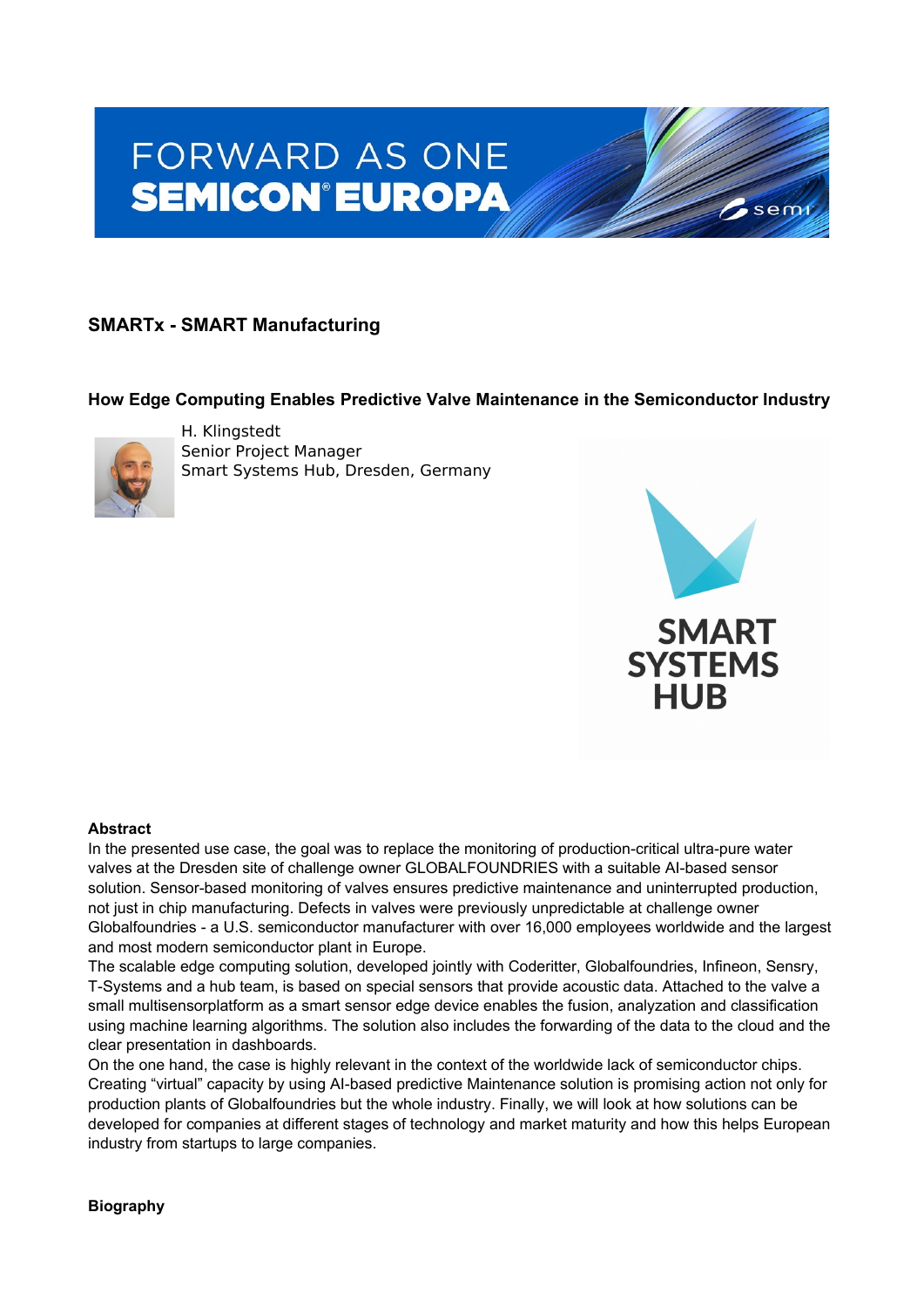# SMARTx - SMART Manufacturing

## How Edge Computing Enables Predictive Valve Maintenance in the Semiconductor Industry

H. Klingstedt
Senior Project Manager
Smart Systems Hub, Dresden, Germany

### Abstract

In the presented use case, the goal was to replace the monitoring of production-critical ultra-pure water valves at the Dresden site of challenge owner GLOBALFOUNDRIES with a suitable AI-based sensor solution. Sensor-based monitoring of valves ensures predictive maintenance and uninterrupted production, not just in chip manufacturing. Defects in valves were previously unpredictable at challenge owner Globalfoundries - a U.S. semiconductor manufacturer with over 16,000 employees worldwide and the largest and most modern semiconductor plant in Europe.

The scalable edge computing solution, developed jointly with Coderitter, Globalfoundries, Infineon, Sensry, T-Systems and a hub team, is based on special sensors that provide acoustic data. Attached to the valve a small multisensorplatform as a smart sensor edge device enables the fusion, analyzation and classification using machine learning algorithms. The solution also includes the forwarding of the data to the cloud and the clear presentation in dashboards.

On the one hand, the case is highly relevant in the context of the worldwide lack of semiconductor chips. Creating “virtual” capacity by using AI-based predictive Maintenance solution is promising action not only for production plants of Globalfoundries but the whole industry. Finally, we will look at how solutions can be developed for companies at different stages of technology and market maturity and how this helps European industry from startups to large companies.

### Biography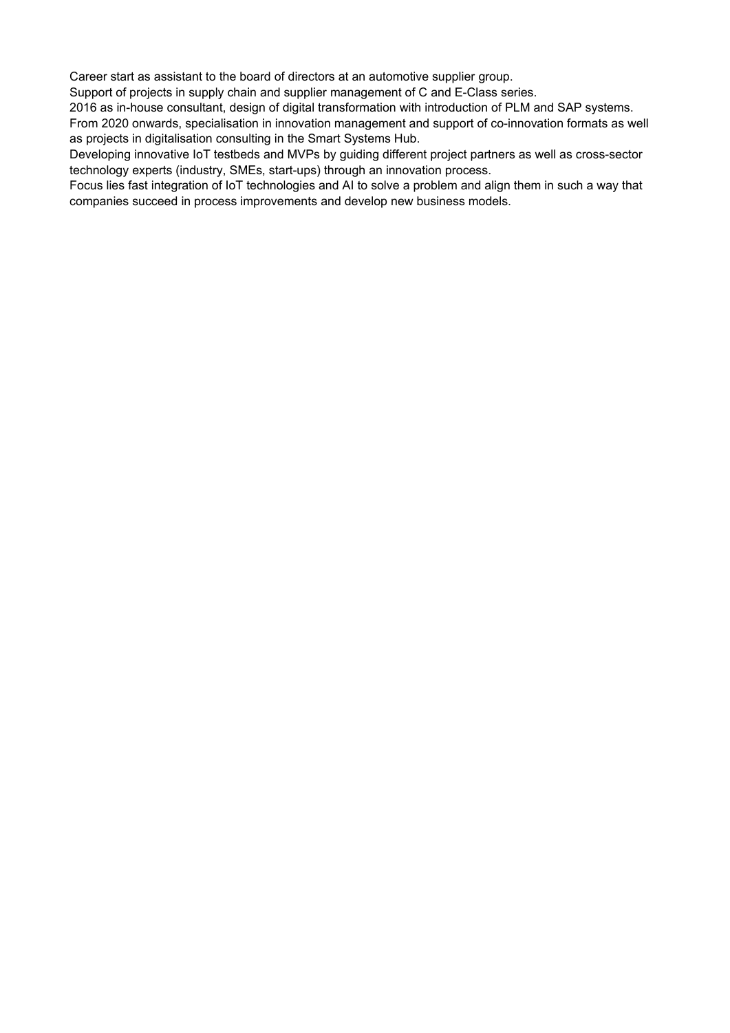Career start as assistant to the board of directors at an automotive supplier group.
Support of projects in supply chain and supplier management of C and E-Class series.
2016 as in-house consultant, design of digital transformation with introduction of PLM and SAP systems.
From 2020 onwards, specialisation in innovation management and support of co-innovation formats as well as projects in digitalisation consulting in the Smart Systems Hub.
Developing innovative IoT testbeds and MVPs by guiding different project partners as well as cross-sector technology experts (industry, SMEs, start-ups) through an innovation process.
Focus lies fast integration of IoT technologies and AI to solve a problem and align them in such a way that companies succeed in process improvements and develop new business models.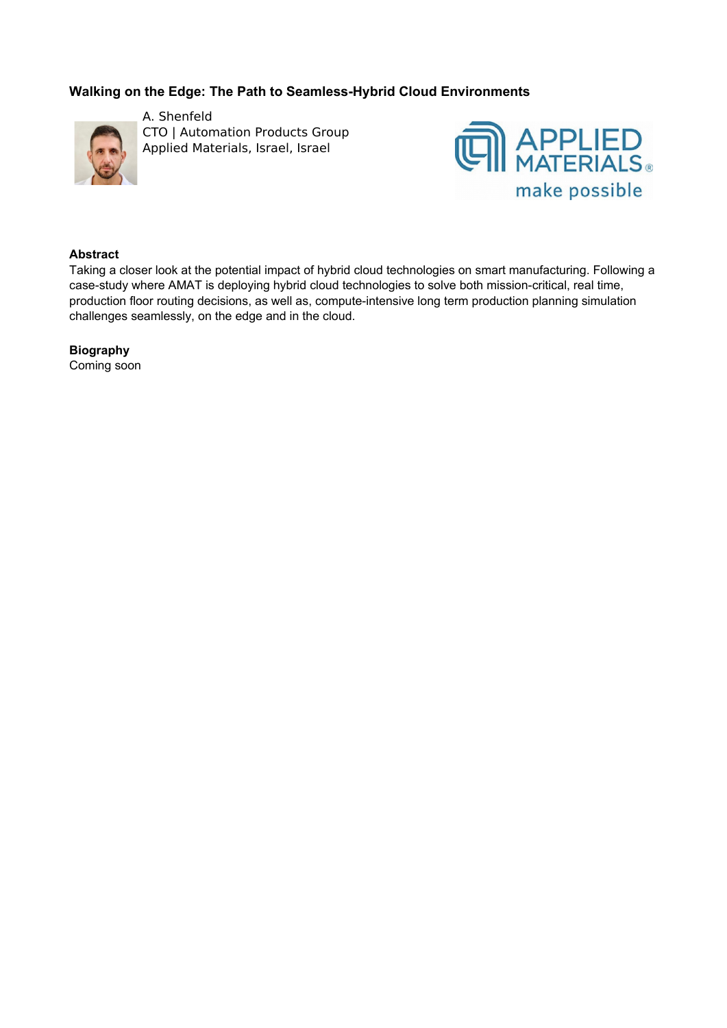### Walking on the Edge: The Path to Seamless-Hybrid Cloud Environments

A. Shenfeld
CTO | Automation Products Group
Applied Materials, Israel, Israel

**Abstract**

Taking a closer look at the potential impact of hybrid cloud technologies on smart manufacturing. Following a case-study where AMAT is deploying hybrid cloud technologies to solve both mission-critical, real time, production floor routing decisions, as well as, compute-intensive long term production planning simulation challenges seamlessly, on the edge and in the cloud.

**Biography**

Coming soon